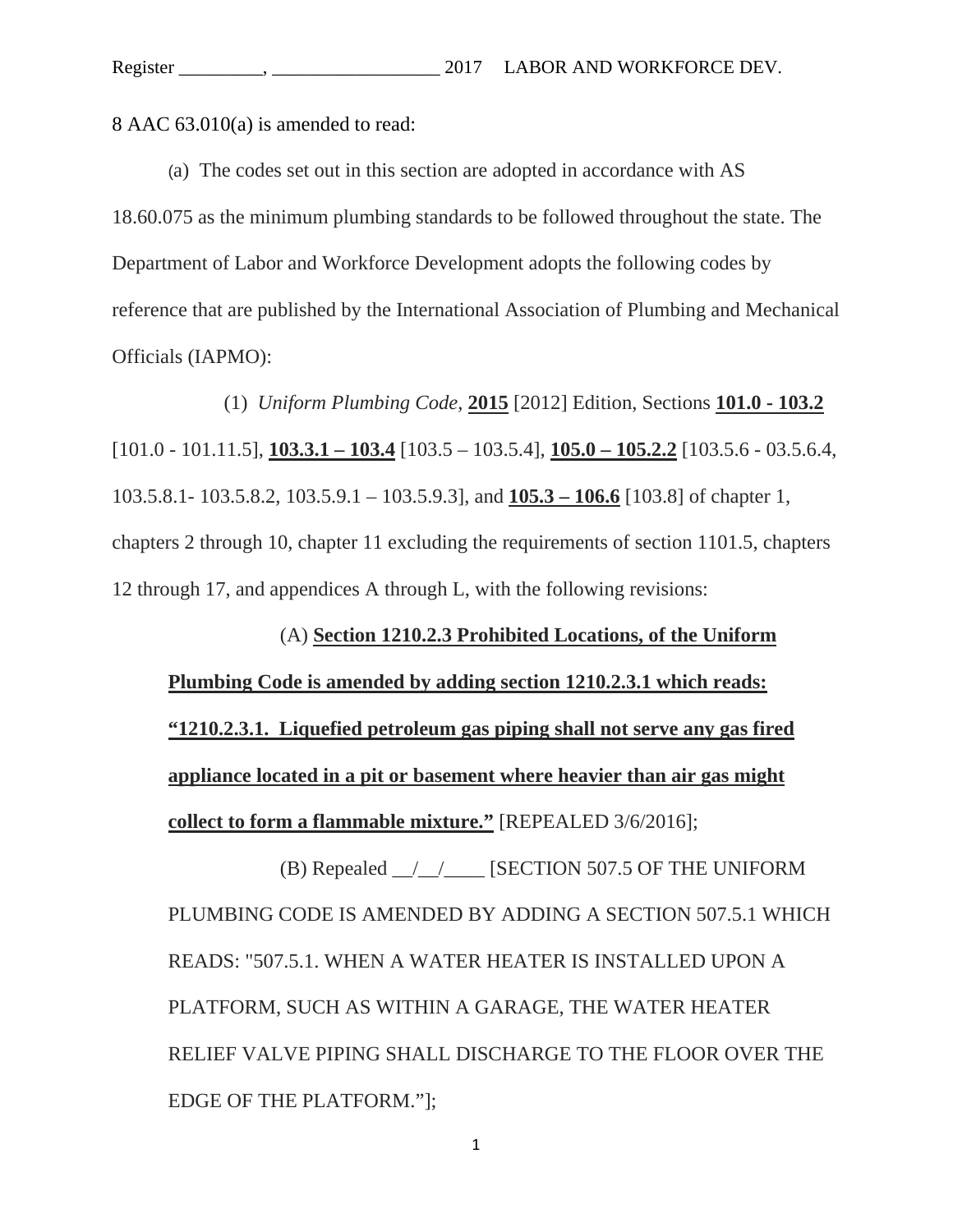8 AAC 63.010(a) is amended to read:

(a) The codes set out in this section are adopted in accordance with AS 18.60.075 as the minimum plumbing standards to be followed throughout the state. The Department of Labor and Workforce Development adopts the following codes by reference that are published by the International Association of Plumbing and Mechanical Officials (IAPMO):

(1) *Uniform Plumbing Code*, **2015** [2012] Edition, Sections **101.0 - 103.2** [101.0 - 101.11.5], **103.3.1 – 103.4** [103.5 – 103.5.4], **105.0 – 105.2.2** [103.5.6 - 03.5.6.4, 103.5.8.1- 103.5.8.2, 103.5.9.1 – 103.5.9.3], and **105.3 – 106.6** [103.8] of chapter 1, chapters 2 through 10, chapter 11 excluding the requirements of section 1101.5, chapters 12 through 17, and appendices A through L, with the following revisions:

(A) **Section 1210.2.3 Prohibited Locations, of the Uniform Plumbing Code is amended by adding section 1210.2.3.1 which reads: "1210.2.3.1. Liquefied petroleum gas piping shall not serve any gas fired appliance located in a pit or basement where heavier than air gas might collect to form a flammable mixture."** [REPEALED 3/6/2016];

(B) Repealed __/__/____ [SECTION 507.5 OF THE UNIFORM PLUMBING CODE IS AMENDED BY ADDING A SECTION 507.5.1 WHICH READS: "507.5.1. WHEN A WATER HEATER IS INSTALLED UPON A PLATFORM, SUCH AS WITHIN A GARAGE, THE WATER HEATER RELIEF VALVE PIPING SHALL DISCHARGE TO THE FLOOR OVER THE EDGE OF THE PLATFORM."];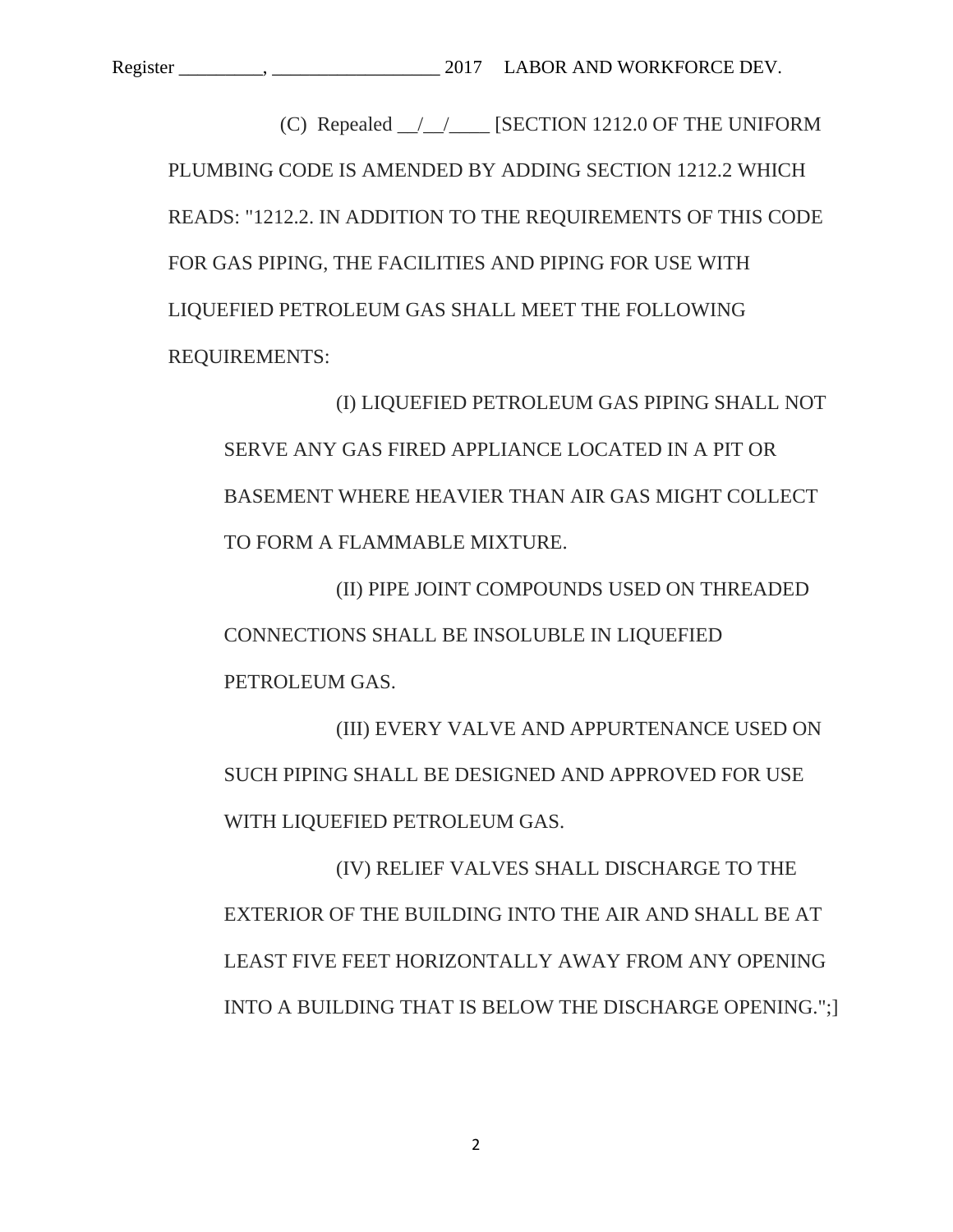(C) Repealed __/__/____ [SECTION 1212.0 OF THE UNIFORM PLUMBING CODE IS AMENDED BY ADDING SECTION 1212.2 WHICH READS: "1212.2. IN ADDITION TO THE REQUIREMENTS OF THIS CODE FOR GAS PIPING, THE FACILITIES AND PIPING FOR USE WITH LIQUEFIED PETROLEUM GAS SHALL MEET THE FOLLOWING REQUIREMENTS:

(I) LIQUEFIED PETROLEUM GAS PIPING SHALL NOT SERVE ANY GAS FIRED APPLIANCE LOCATED IN A PIT OR BASEMENT WHERE HEAVIER THAN AIR GAS MIGHT COLLECT TO FORM A FLAMMABLE MIXTURE.

(II) PIPE JOINT COMPOUNDS USED ON THREADED CONNECTIONS SHALL BE INSOLUBLE IN LIQUEFIED PETROLEUM GAS.

(III) EVERY VALVE AND APPURTENANCE USED ON SUCH PIPING SHALL BE DESIGNED AND APPROVED FOR USE WITH LIQUEFIED PETROLEUM GAS.

(IV) RELIEF VALVES SHALL DISCHARGE TO THE EXTERIOR OF THE BUILDING INTO THE AIR AND SHALL BE AT LEAST FIVE FEET HORIZONTALLY AWAY FROM ANY OPENING INTO A BUILDING THAT IS BELOW THE DISCHARGE OPENING.";]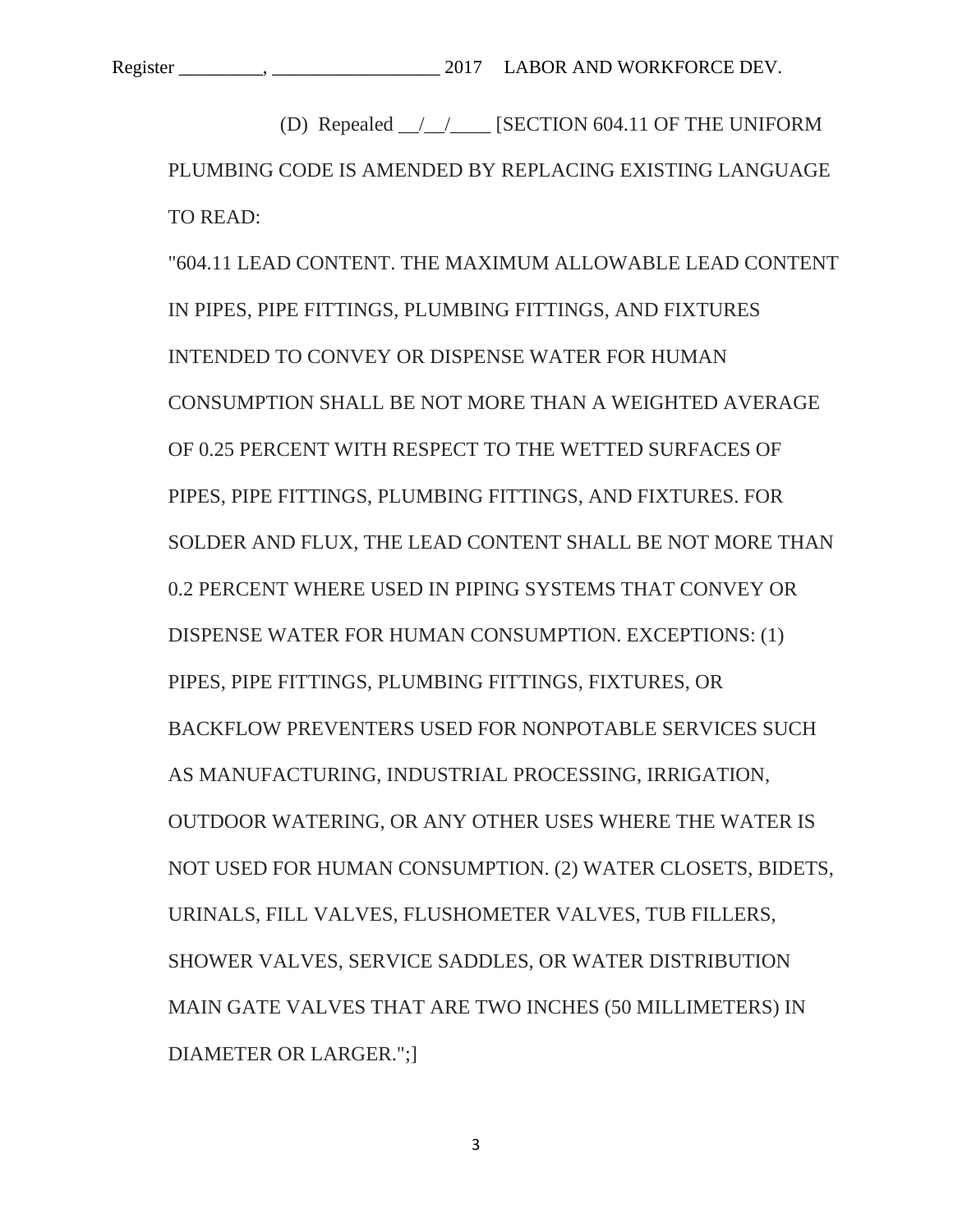(D) Repealed __/__/____ [SECTION 604.11 OF THE UNIFORM PLUMBING CODE IS AMENDED BY REPLACING EXISTING LANGUAGE TO READ:

"604.11 LEAD CONTENT. THE MAXIMUM ALLOWABLE LEAD CONTENT IN PIPES, PIPE FITTINGS, PLUMBING FITTINGS, AND FIXTURES INTENDED TO CONVEY OR DISPENSE WATER FOR HUMAN CONSUMPTION SHALL BE NOT MORE THAN A WEIGHTED AVERAGE OF 0.25 PERCENT WITH RESPECT TO THE WETTED SURFACES OF PIPES, PIPE FITTINGS, PLUMBING FITTINGS, AND FIXTURES. FOR SOLDER AND FLUX, THE LEAD CONTENT SHALL BE NOT MORE THAN 0.2 PERCENT WHERE USED IN PIPING SYSTEMS THAT CONVEY OR DISPENSE WATER FOR HUMAN CONSUMPTION. EXCEPTIONS: (1) PIPES, PIPE FITTINGS, PLUMBING FITTINGS, FIXTURES, OR BACKFLOW PREVENTERS USED FOR NONPOTABLE SERVICES SUCH AS MANUFACTURING, INDUSTRIAL PROCESSING, IRRIGATION, OUTDOOR WATERING, OR ANY OTHER USES WHERE THE WATER IS NOT USED FOR HUMAN CONSUMPTION. (2) WATER CLOSETS, BIDETS, URINALS, FILL VALVES, FLUSHOMETER VALVES, TUB FILLERS, SHOWER VALVES, SERVICE SADDLES, OR WATER DISTRIBUTION MAIN GATE VALVES THAT ARE TWO INCHES (50 MILLIMETERS) IN DIAMETER OR LARGER.";]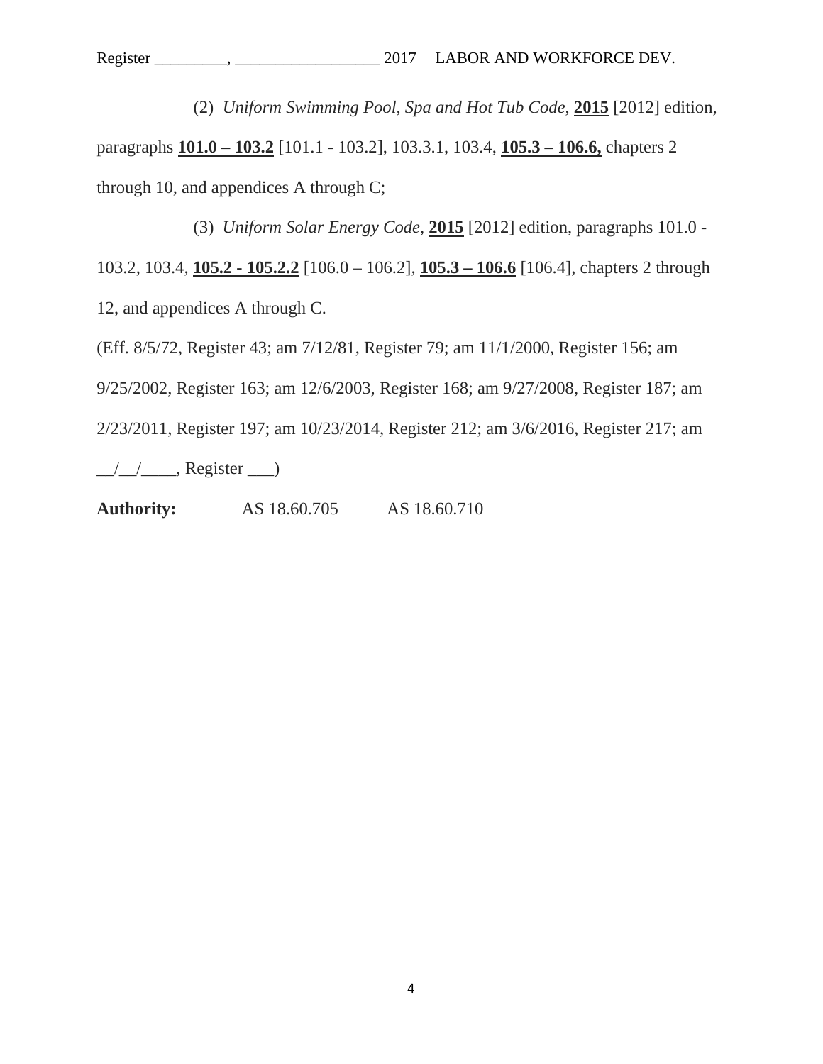(2) *Uniform Swimming Pool, Spa and Hot Tub Code*, **2015** [2012] edition, paragraphs **101.0 – 103.2** [101.1 - 103.2], 103.3.1, 103.4, **105.3 – 106.6,** chapters 2 through 10, and appendices A through C;

(3) *Uniform Solar Energy Code*, **2015** [2012] edition, paragraphs 101.0 - 103.2, 103.4, **105.2 - 105.2.2** [106.0 – 106.2], **105.3 – 106.6** [106.4], chapters 2 through 12, and appendices A through C.

(Eff. 8/5/72, Register 43; am 7/12/81, Register 79; am 11/1/2000, Register 156; am 9/25/2002, Register 163; am 12/6/2003, Register 168; am 9/27/2008, Register 187; am 2/23/2011, Register 197; am 10/23/2014, Register 212; am 3/6/2016, Register 217; am __/__/____, Register ___)

**Authority:** AS 18.60.705 AS 18.60.710